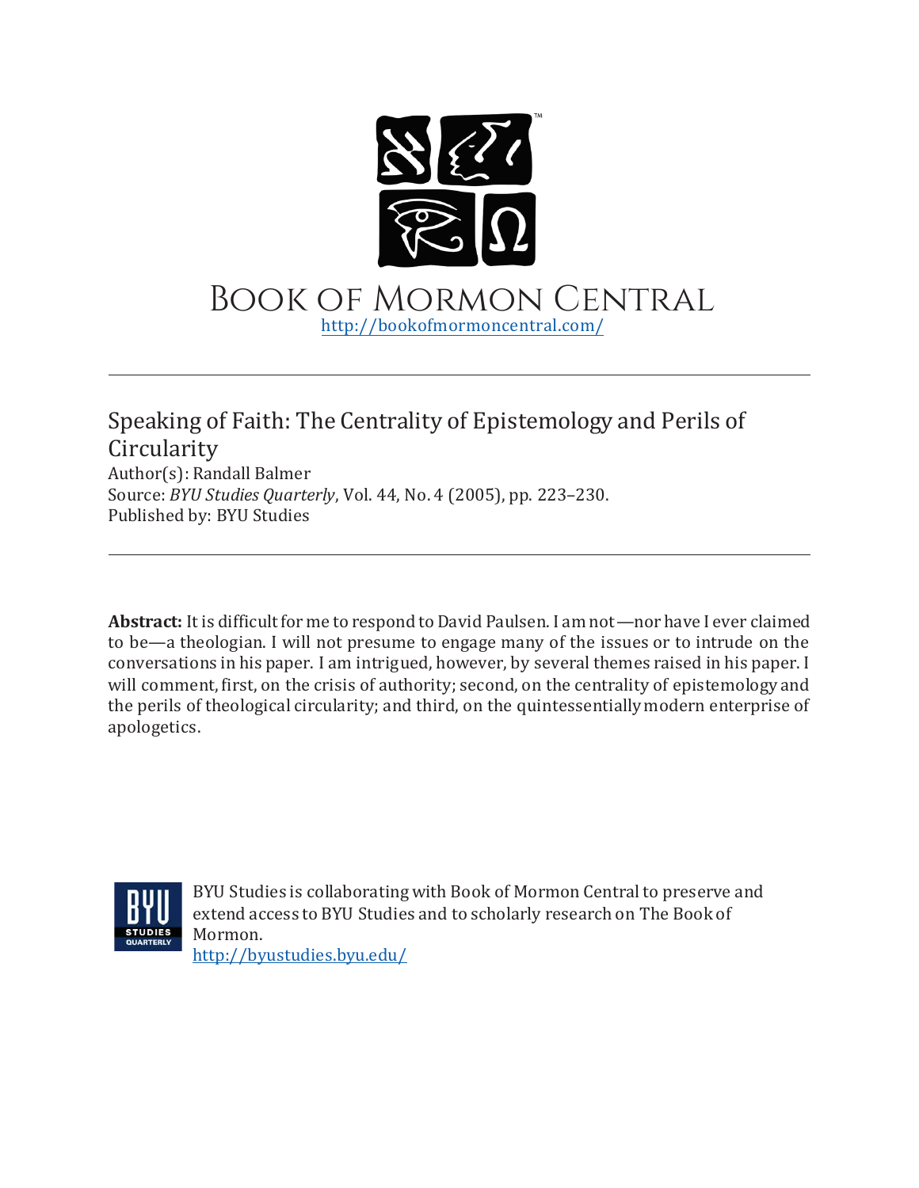# Book of Mormon Central

http://bookofmormoncentral.com/

---

Speaking of Faith: The Centrality of Epistemology and Perils of Circularity

Author(s): Randall Balmer

Source: *BYU Studies Quarterly*, Vol. 44, No. 4 (2005), pp. 223–230.

Published by: BYU Studies

---

**Abstract:** It is difficult for me to respond to David Paulsen. I am not—nor have I ever claimed to be—a theologian. I will not presume to engage many of the issues or to intrude on the conversations in his paper. I am intrigued, however, by several themes raised in his paper. I will comment, first, on the crisis of authority; second, on the centrality of epistemology and the perils of theological circularity; and third, on the quintessentially modern enterprise of apologetics.

BYU Studies is collaborating with Book of Mormon Central to preserve and extend access to BYU Studies and to scholarly research on The Book of Mormon.

http://byustudies.byu.edu/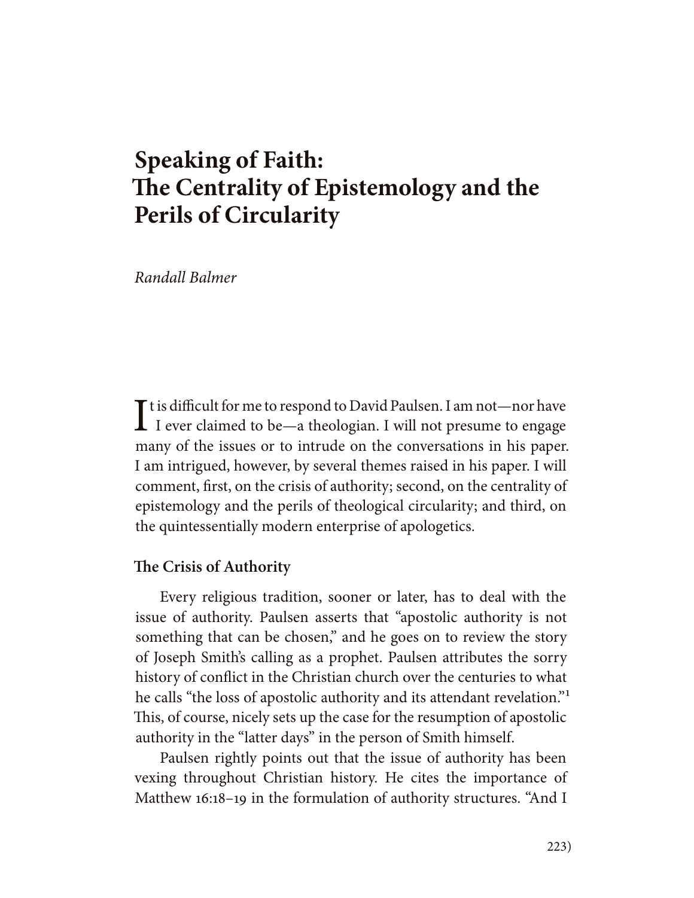# Speaking of Faith: The Centrality of Epistemology and the Perils of Circularity

*Randall Balmer*

It is difficult for me to respond to David Paulsen. I am not—nor have I ever claimed to be—a theologian. I will not presume to engage many of the issues or to intrude on the conversations in his paper. I am intrigued, however, by several themes raised in his paper. I will comment, first, on the crisis of authority; second, on the centrality of epistemology and the perils of theological circularity; and third, on the quintessentially modern enterprise of apologetics.

## The Crisis of Authority

Every religious tradition, sooner or later, has to deal with the issue of authority. Paulsen asserts that "apostolic authority is not something that can be chosen," and he goes on to review the story of Joseph Smith's calling as a prophet. Paulsen attributes the sorry history of conflict in the Christian church over the centuries to what he calls "the loss of apostolic authority and its attendant revelation."[1] This, of course, nicely sets up the case for the resumption of apostolic authority in the "latter days" in the person of Smith himself.

Paulsen rightly points out that the issue of authority has been vexing throughout Christian history. He cites the importance of Matthew 16:18–19 in the formulation of authority structures. "And I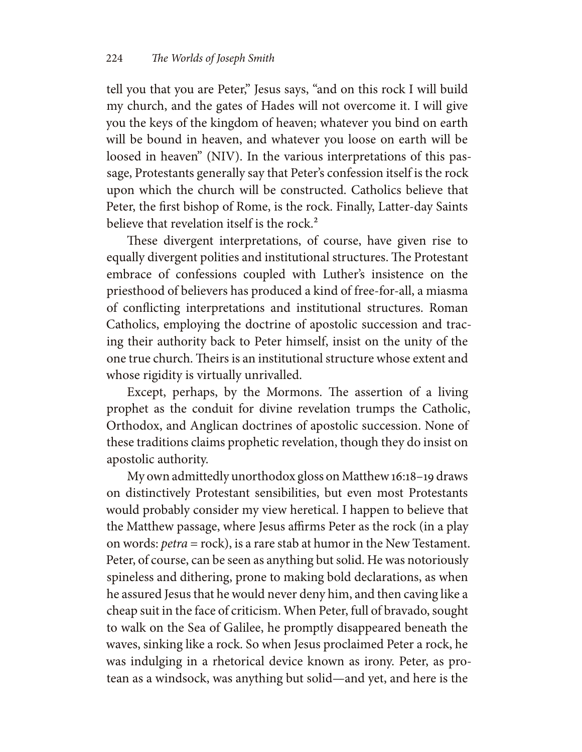tell you that you are Peter," Jesus says, "and on this rock I will build my church, and the gates of Hades will not overcome it. I will give you the keys of the kingdom of heaven; whatever you bind on earth will be bound in heaven, and whatever you loose on earth will be loosed in heaven" (NIV). In the various interpretations of this passage, Protestants generally say that Peter's confession itself is the rock upon which the church will be constructed. Catholics believe that Peter, the first bishop of Rome, is the rock. Finally, Latter-day Saints believe that revelation itself is the rock.[2]

These divergent interpretations, of course, have given rise to equally divergent polities and institutional structures. The Protestant embrace of confessions coupled with Luther's insistence on the priesthood of believers has produced a kind of free-for-all, a miasma of conflicting interpretations and institutional structures. Roman Catholics, employing the doctrine of apostolic succession and tracing their authority back to Peter himself, insist on the unity of the one true church. Theirs is an institutional structure whose extent and whose rigidity is virtually unrivalled.

Except, perhaps, by the Mormons. The assertion of a living prophet as the conduit for divine revelation trumps the Catholic, Orthodox, and Anglican doctrines of apostolic succession. None of these traditions claims prophetic revelation, though they do insist on apostolic authority.

My own admittedly unorthodox gloss on Matthew 16:18–19 draws on distinctively Protestant sensibilities, but even most Protestants would probably consider my view heretical. I happen to believe that the Matthew passage, where Jesus affirms Peter as the rock (in a play on words: *petra* = rock), is a rare stab at humor in the New Testament. Peter, of course, can be seen as anything but solid. He was notoriously spineless and dithering, prone to making bold declarations, as when he assured Jesus that he would never deny him, and then caving like a cheap suit in the face of criticism. When Peter, full of bravado, sought to walk on the Sea of Galilee, he promptly disappeared beneath the waves, sinking like a rock. So when Jesus proclaimed Peter a rock, he was indulging in a rhetorical device known as irony. Peter, as protean as a windsock, was anything but solid—and yet, and here is the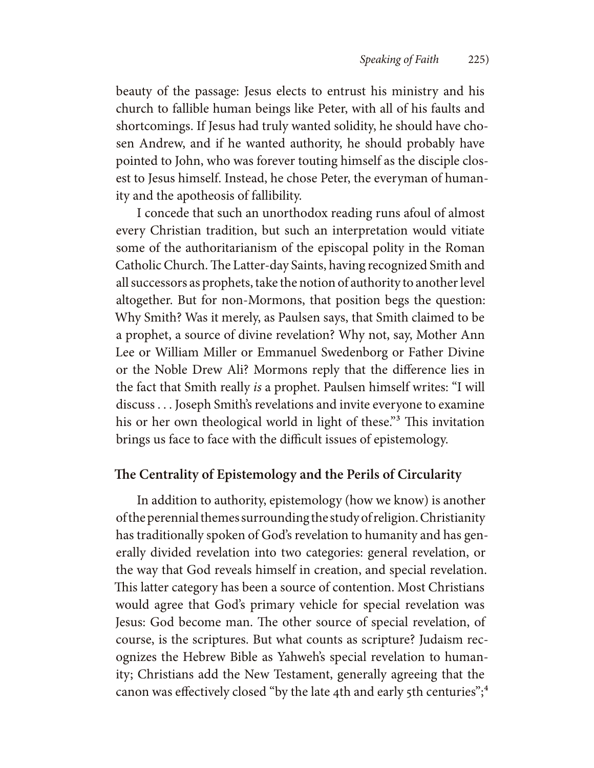beauty of the passage: Jesus elects to entrust his ministry and his church to fallible human beings like Peter, with all of his faults and shortcomings. If Jesus had truly wanted solidity, he should have chosen Andrew, and if he wanted authority, he should probably have pointed to John, who was forever touting himself as the disciple closest to Jesus himself. Instead, he chose Peter, the everyman of humanity and the apotheosis of fallibility.

I concede that such an unorthodox reading runs afoul of almost every Christian tradition, but such an interpretation would vitiate some of the authoritarianism of the episcopal polity in the Roman Catholic Church. The Latter-day Saints, having recognized Smith and all successors as prophets, take the notion of authority to another level altogether. But for non-Mormons, that position begs the question: Why Smith? Was it merely, as Paulsen says, that Smith claimed to be a prophet, a source of divine revelation? Why not, say, Mother Ann Lee or William Miller or Emmanuel Swedenborg or Father Divine or the Noble Drew Ali? Mormons reply that the difference lies in the fact that Smith really *is* a prophet. Paulsen himself writes: "I will discuss . . . Joseph Smith's revelations and invite everyone to examine his or her own theological world in light of these."[3] This invitation brings us face to face with the difficult issues of epistemology.

## The Centrality of Epistemology and the Perils of Circularity

In addition to authority, epistemology (how we know) is another of the perennial themes surrounding the study of religion. Christianity has traditionally spoken of God's revelation to humanity and has generally divided revelation into two categories: general revelation, or the way that God reveals himself in creation, and special revelation. This latter category has been a source of contention. Most Christians would agree that God's primary vehicle for special revelation was Jesus: God become man. The other source of special revelation, of course, is the scriptures. But what counts as scripture? Judaism recognizes the Hebrew Bible as Yahweh's special revelation to humanity; Christians add the New Testament, generally agreeing that the canon was effectively closed "by the late 4th and early 5th centuries";[4]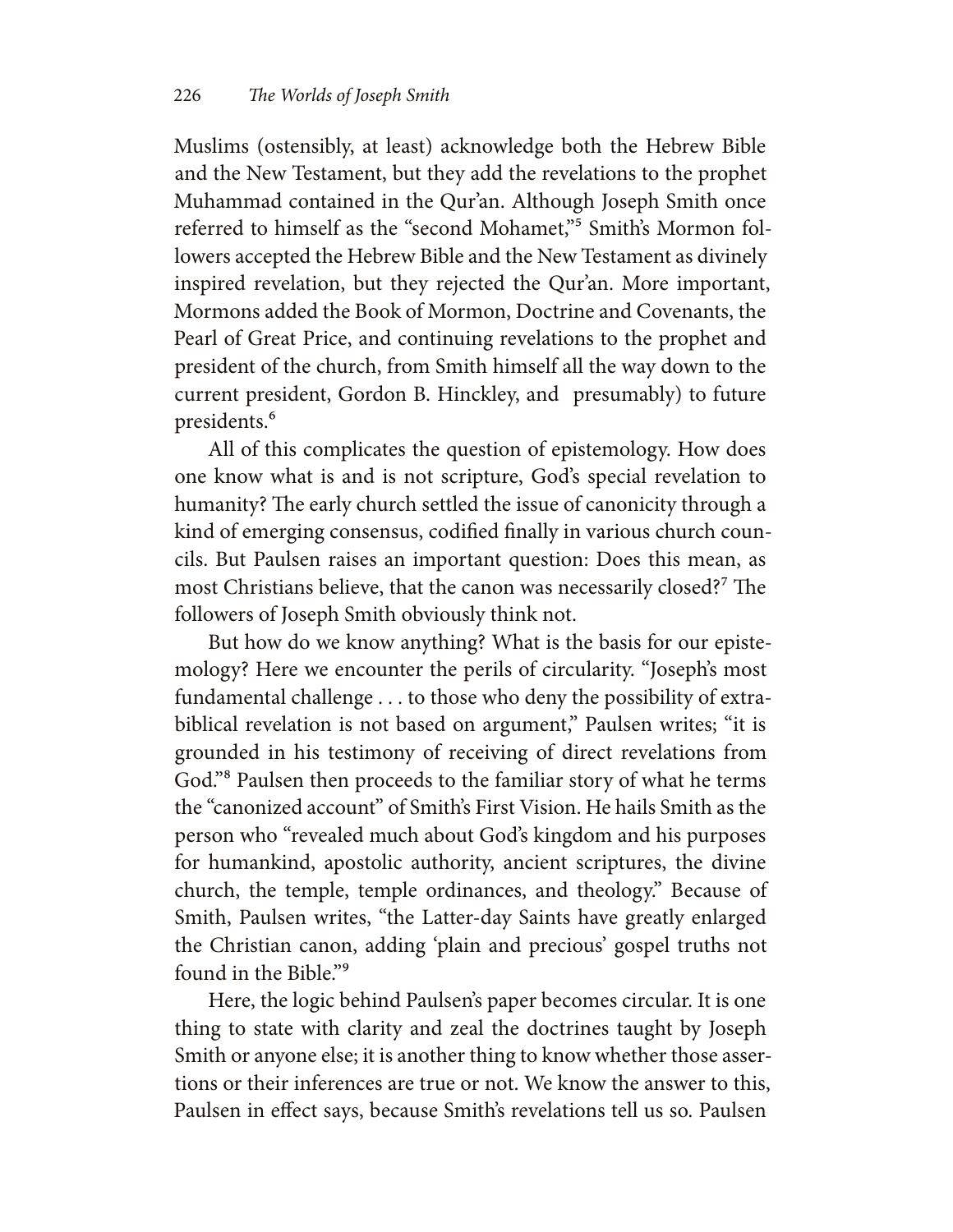Muslims (ostensibly, at least) acknowledge both the Hebrew Bible and the New Testament, but they add the revelations to the prophet Muhammad contained in the Qur'an. Although Joseph Smith once referred to himself as the "second Mohamet,"[5] Smith's Mormon followers accepted the Hebrew Bible and the New Testament as divinely inspired revelation, but they rejected the Qur'an. More important, Mormons added the Book of Mormon, Doctrine and Covenants, the Pearl of Great Price, and continuing revelations to the prophet and president of the church, from Smith himself all the way down to the current president, Gordon B. Hinckley, and presumably) to future presidents.[6]

All of this complicates the question of epistemology. How does one know what is and is not scripture, God's special revelation to humanity? The early church settled the issue of canonicity through a kind of emerging consensus, codified finally in various church councils. But Paulsen raises an important question: Does this mean, as most Christians believe, that the canon was necessarily closed?[7] The followers of Joseph Smith obviously think not.

But how do we know anything? What is the basis for our epistemology? Here we encounter the perils of circularity. "Joseph's most fundamental challenge . . . to those who deny the possibility of extrabiblical revelation is not based on argument," Paulsen writes; "it is grounded in his testimony of receiving of direct revelations from God."[8] Paulsen then proceeds to the familiar story of what he terms the "canonized account" of Smith's First Vision. He hails Smith as the person who "revealed much about God's kingdom and his purposes for humankind, apostolic authority, ancient scriptures, the divine church, the temple, temple ordinances, and theology." Because of Smith, Paulsen writes, "the Latter-day Saints have greatly enlarged the Christian canon, adding 'plain and precious' gospel truths not found in the Bible."[9]

Here, the logic behind Paulsen's paper becomes circular. It is one thing to state with clarity and zeal the doctrines taught by Joseph Smith or anyone else; it is another thing to know whether those assertions or their inferences are true or not. We know the answer to this, Paulsen in effect says, because Smith's revelations tell us so. Paulsen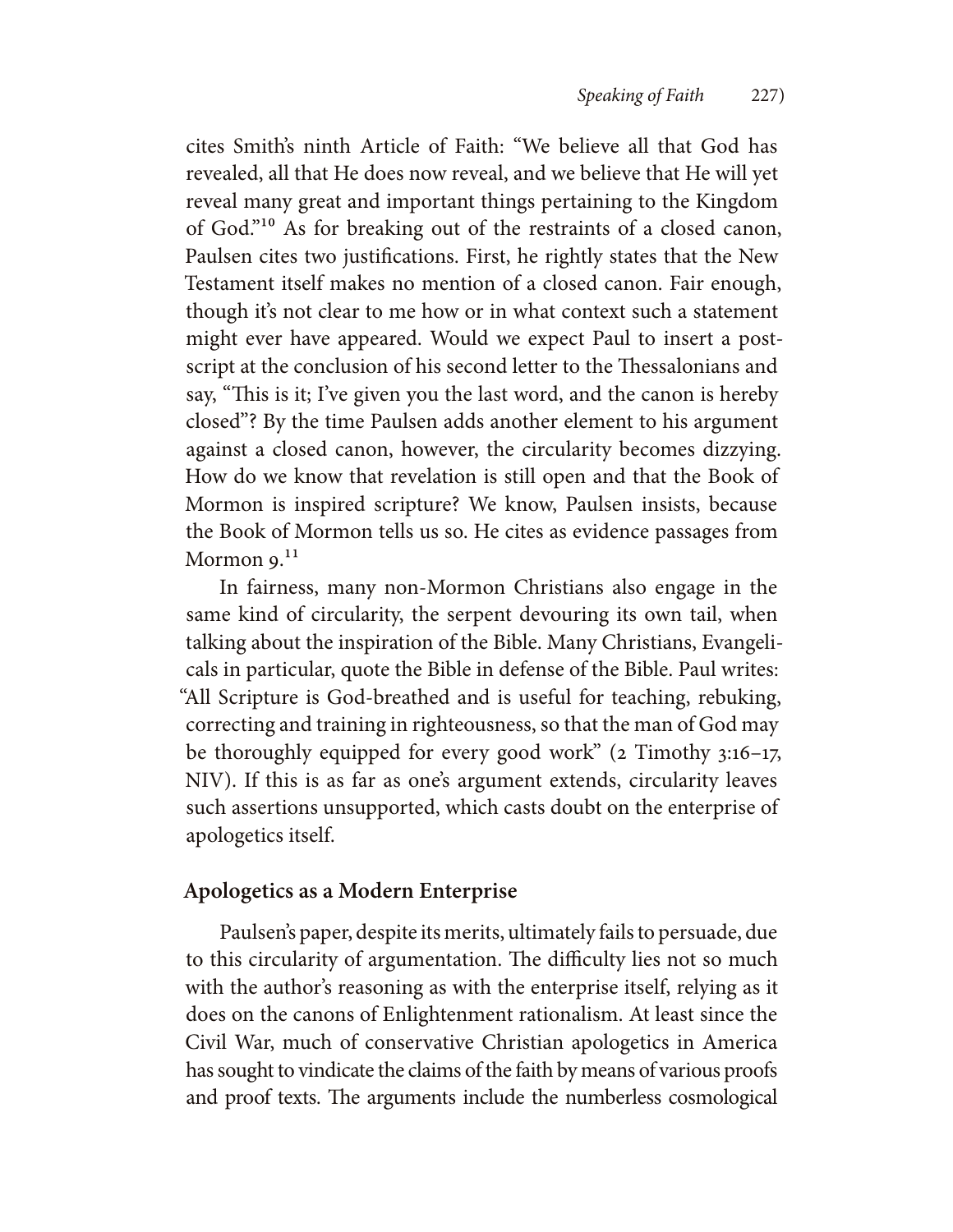cites Smith's ninth Article of Faith: "We believe all that God has revealed, all that He does now reveal, and we believe that He will yet reveal many great and important things pertaining to the Kingdom of God."[10] As for breaking out of the restraints of a closed canon, Paulsen cites two justifications. First, he rightly states that the New Testament itself makes no mention of a closed canon. Fair enough, though it's not clear to me how or in what context such a statement might ever have appeared. Would we expect Paul to insert a postscript at the conclusion of his second letter to the Thessalonians and say, "This is it; I've given you the last word, and the canon is hereby closed"? By the time Paulsen adds another element to his argument against a closed canon, however, the circularity becomes dizzying. How do we know that revelation is still open and that the Book of Mormon is inspired scripture? We know, Paulsen insists, because the Book of Mormon tells us so. He cites as evidence passages from Mormon 9.[11]

In fairness, many non-Mormon Christians also engage in the same kind of circularity, the serpent devouring its own tail, when talking about the inspiration of the Bible. Many Christians, Evangelicals in particular, quote the Bible in defense of the Bible. Paul writes: "All Scripture is God-breathed and is useful for teaching, rebuking, correcting and training in righteousness, so that the man of God may be thoroughly equipped for every good work" (2 Timothy 3:16–17, NIV). If this is as far as one's argument extends, circularity leaves such assertions unsupported, which casts doubt on the enterprise of apologetics itself.

## Apologetics as a Modern Enterprise

Paulsen's paper, despite its merits, ultimately fails to persuade, due to this circularity of argumentation. The difficulty lies not so much with the author's reasoning as with the enterprise itself, relying as it does on the canons of Enlightenment rationalism. At least since the Civil War, much of conservative Christian apologetics in America has sought to vindicate the claims of the faith by means of various proofs and proof texts. The arguments include the numberless cosmological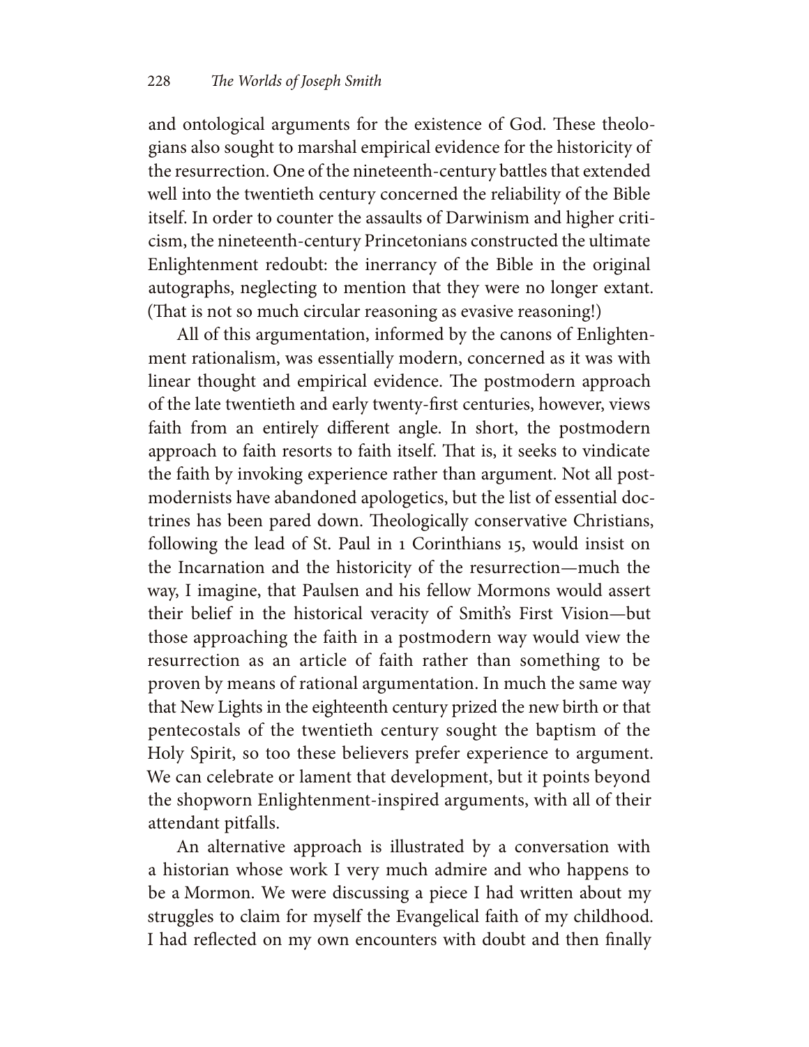and ontological arguments for the existence of God. These theologians also sought to marshal empirical evidence for the historicity of the resurrection. One of the nineteenth-century battles that extended well into the twentieth century concerned the reliability of the Bible itself. In order to counter the assaults of Darwinism and higher criticism, the nineteenth-century Princetonians constructed the ultimate Enlightenment redoubt: the inerrancy of the Bible in the original autographs, neglecting to mention that they were no longer extant. (That is not so much circular reasoning as evasive reasoning!)

All of this argumentation, informed by the canons of Enlightenment rationalism, was essentially modern, concerned as it was with linear thought and empirical evidence. The postmodern approach of the late twentieth and early twenty-first centuries, however, views faith from an entirely different angle. In short, the postmodern approach to faith resorts to faith itself. That is, it seeks to vindicate the faith by invoking experience rather than argument. Not all postmodernists have abandoned apologetics, but the list of essential doctrines has been pared down. Theologically conservative Christians, following the lead of St. Paul in 1 Corinthians 15, would insist on the Incarnation and the historicity of the resurrection—much the way, I imagine, that Paulsen and his fellow Mormons would assert their belief in the historical veracity of Smith's First Vision—but those approaching the faith in a postmodern way would view the resurrection as an article of faith rather than something to be proven by means of rational argumentation. In much the same way that New Lights in the eighteenth century prized the new birth or that pentecostals of the twentieth century sought the baptism of the Holy Spirit, so too these believers prefer experience to argument. We can celebrate or lament that development, but it points beyond the shopworn Enlightenment-inspired arguments, with all of their attendant pitfalls.

An alternative approach is illustrated by a conversation with a historian whose work I very much admire and who happens to be a Mormon. We were discussing a piece I had written about my struggles to claim for myself the Evangelical faith of my childhood. I had reflected on my own encounters with doubt and then finally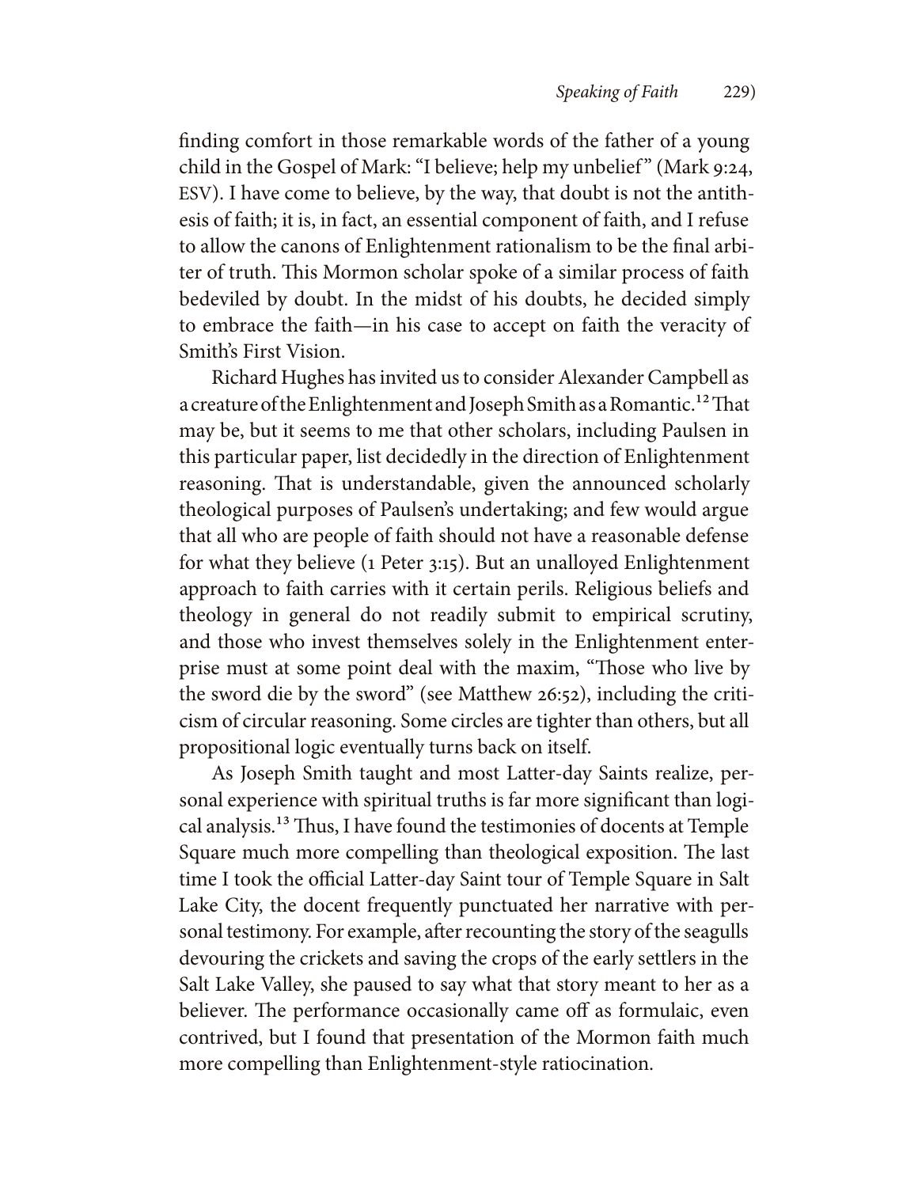finding comfort in those remarkable words of the father of a young child in the Gospel of Mark: "I believe; help my unbelief" (Mark 9:24, ESV). I have come to believe, by the way, that doubt is not the antithesis of faith; it is, in fact, an essential component of faith, and I refuse to allow the canons of Enlightenment rationalism to be the final arbiter of truth. This Mormon scholar spoke of a similar process of faith bedeviled by doubt. In the midst of his doubts, he decided simply to embrace the faith—in his case to accept on faith the veracity of Smith's First Vision.

Richard Hughes has invited us to consider Alexander Campbell as a creature of the Enlightenment and Joseph Smith as a Romantic.[12] That may be, but it seems to me that other scholars, including Paulsen in this particular paper, list decidedly in the direction of Enlightenment reasoning. That is understandable, given the announced scholarly theological purposes of Paulsen's undertaking; and few would argue that all who are people of faith should not have a reasonable defense for what they believe (1 Peter 3:15). But an unalloyed Enlightenment approach to faith carries with it certain perils. Religious beliefs and theology in general do not readily submit to empirical scrutiny, and those who invest themselves solely in the Enlightenment enterprise must at some point deal with the maxim, "Those who live by the sword die by the sword" (see Matthew 26:52), including the criticism of circular reasoning. Some circles are tighter than others, but all propositional logic eventually turns back on itself.

As Joseph Smith taught and most Latter-day Saints realize, personal experience with spiritual truths is far more significant than logical analysis.[13] Thus, I have found the testimonies of docents at Temple Square much more compelling than theological exposition. The last time I took the official Latter-day Saint tour of Temple Square in Salt Lake City, the docent frequently punctuated her narrative with personal testimony. For example, after recounting the story of the seagulls devouring the crickets and saving the crops of the early settlers in the Salt Lake Valley, she paused to say what that story meant to her as a believer. The performance occasionally came off as formulaic, even contrived, but I found that presentation of the Mormon faith much more compelling than Enlightenment-style ratiocination.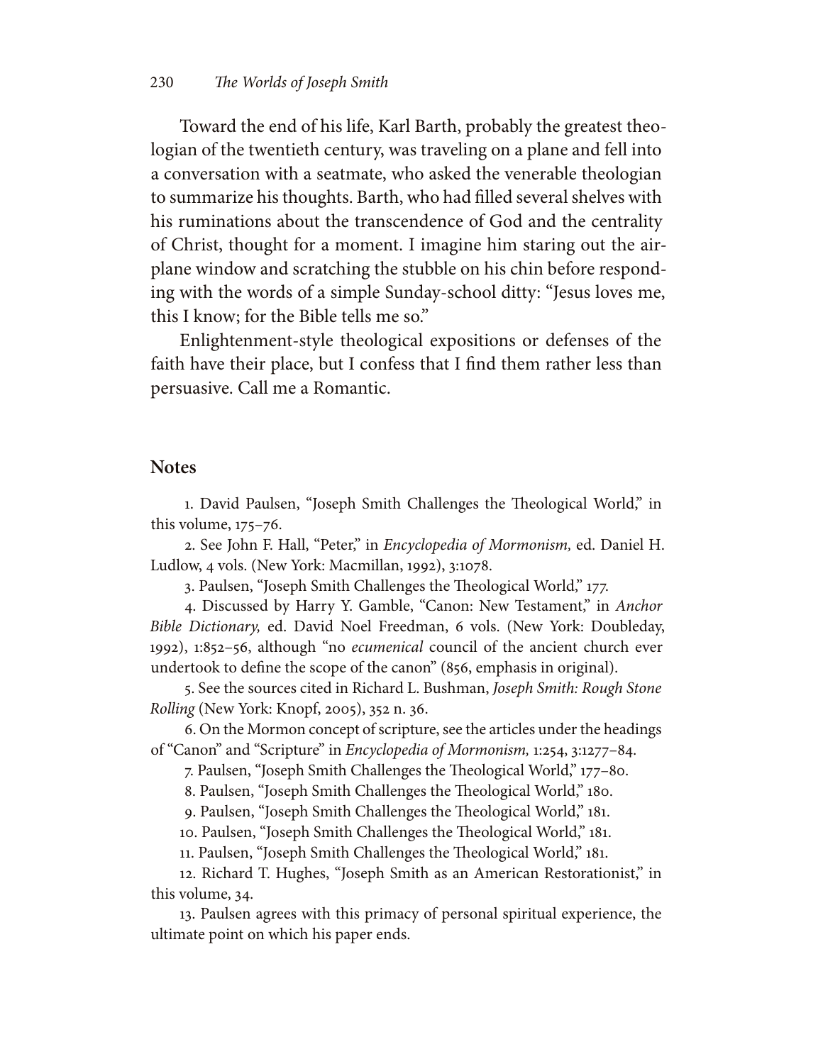Toward the end of his life, Karl Barth, probably the greatest theologian of the twentieth century, was traveling on a plane and fell into a conversation with a seatmate, who asked the venerable theologian to summarize his thoughts. Barth, who had filled several shelves with his ruminations about the transcendence of God and the centrality of Christ, thought for a moment. I imagine him staring out the airplane window and scratching the stubble on his chin before responding with the words of a simple Sunday-school ditty: "Jesus loves me, this I know; for the Bible tells me so."

Enlightenment-style theological expositions or defenses of the faith have their place, but I confess that I find them rather less than persuasive. Call me a Romantic.

## Notes

1. David Paulsen, "Joseph Smith Challenges the Theological World," in this volume, 175–76.

2. See John F. Hall, "Peter," in *Encyclopedia of Mormonism,* ed. Daniel H. Ludlow, 4 vols. (New York: Macmillan, 1992), 3:1078.

3. Paulsen, "Joseph Smith Challenges the Theological World," 177.

4. Discussed by Harry Y. Gamble, "Canon: New Testament," in *Anchor Bible Dictionary,* ed. David Noel Freedman, 6 vols. (New York: Doubleday, 1992), 1:852–56, although "no *ecumenical* council of the ancient church ever undertook to define the scope of the canon" (856, emphasis in original).

5. See the sources cited in Richard L. Bushman, *Joseph Smith: Rough Stone Rolling* (New York: Knopf, 2005), 352 n. 36.

6. On the Mormon concept of scripture, see the articles under the headings of "Canon" and "Scripture" in *Encyclopedia of Mormonism,* 1:254, 3:1277–84.

7. Paulsen, "Joseph Smith Challenges the Theological World," 177–80.

8. Paulsen, "Joseph Smith Challenges the Theological World," 180.

9. Paulsen, "Joseph Smith Challenges the Theological World," 181.

10. Paulsen, "Joseph Smith Challenges the Theological World," 181.

11. Paulsen, "Joseph Smith Challenges the Theological World," 181.

12. Richard T. Hughes, "Joseph Smith as an American Restorationist," in this volume, 34.

13. Paulsen agrees with this primacy of personal spiritual experience, the ultimate point on which his paper ends.